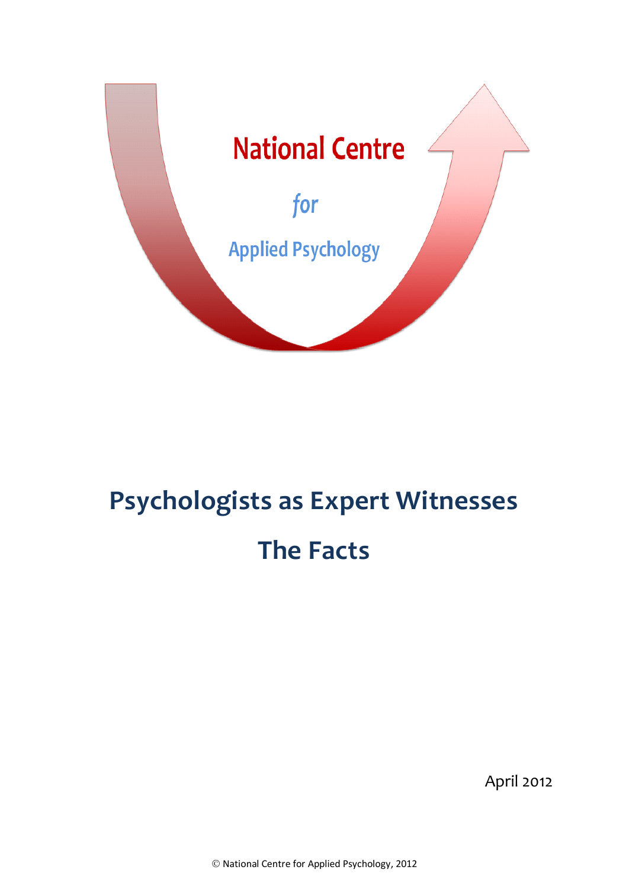National Centre

*for*

Applied Psychology

# Psychologists as Expert Witnesses

# The Facts

April 2012

© National Centre for Applied Psychology, 2012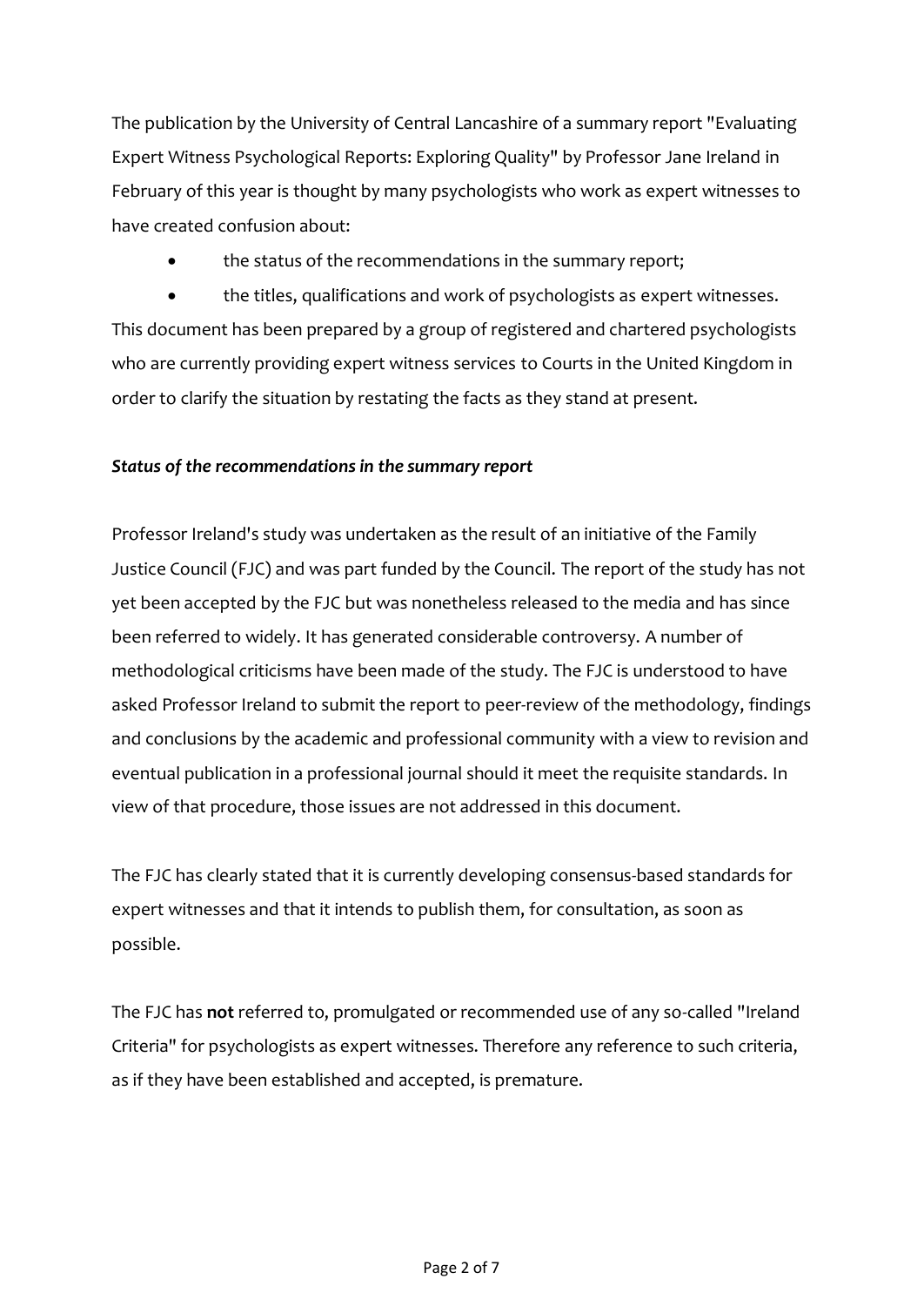The publication by the University of Central Lancashire of a summary report "Evaluating Expert Witness Psychological Reports: Exploring Quality" by Professor Jane Ireland in February of this year is thought by many psychologists who work as expert witnesses to have created confusion about:

- the status of the recommendations in the summary report;
- the titles, qualifications and work of psychologists as expert witnesses.

This document has been prepared by a group of registered and chartered psychologists who are currently providing expert witness services to Courts in the United Kingdom in order to clarify the situation by restating the facts as they stand at present.

***Status of the recommendations in the summary report***

Professor Ireland's study was undertaken as the result of an initiative of the Family Justice Council (FJC) and was part funded by the Council. The report of the study has not yet been accepted by the FJC but was nonetheless released to the media and has since been referred to widely. It has generated considerable controversy. A number of methodological criticisms have been made of the study. The FJC is understood to have asked Professor Ireland to submit the report to peer-review of the methodology, findings and conclusions by the academic and professional community with a view to revision and eventual publication in a professional journal should it meet the requisite standards. In view of that procedure, those issues are not addressed in this document.

The FJC has clearly stated that it is currently developing consensus-based standards for expert witnesses and that it intends to publish them, for consultation, as soon as possible.

The FJC has **not** referred to, promulgated or recommended use of any so-called "Ireland Criteria" for psychologists as expert witnesses. Therefore any reference to such criteria, as if they have been established and accepted, is premature.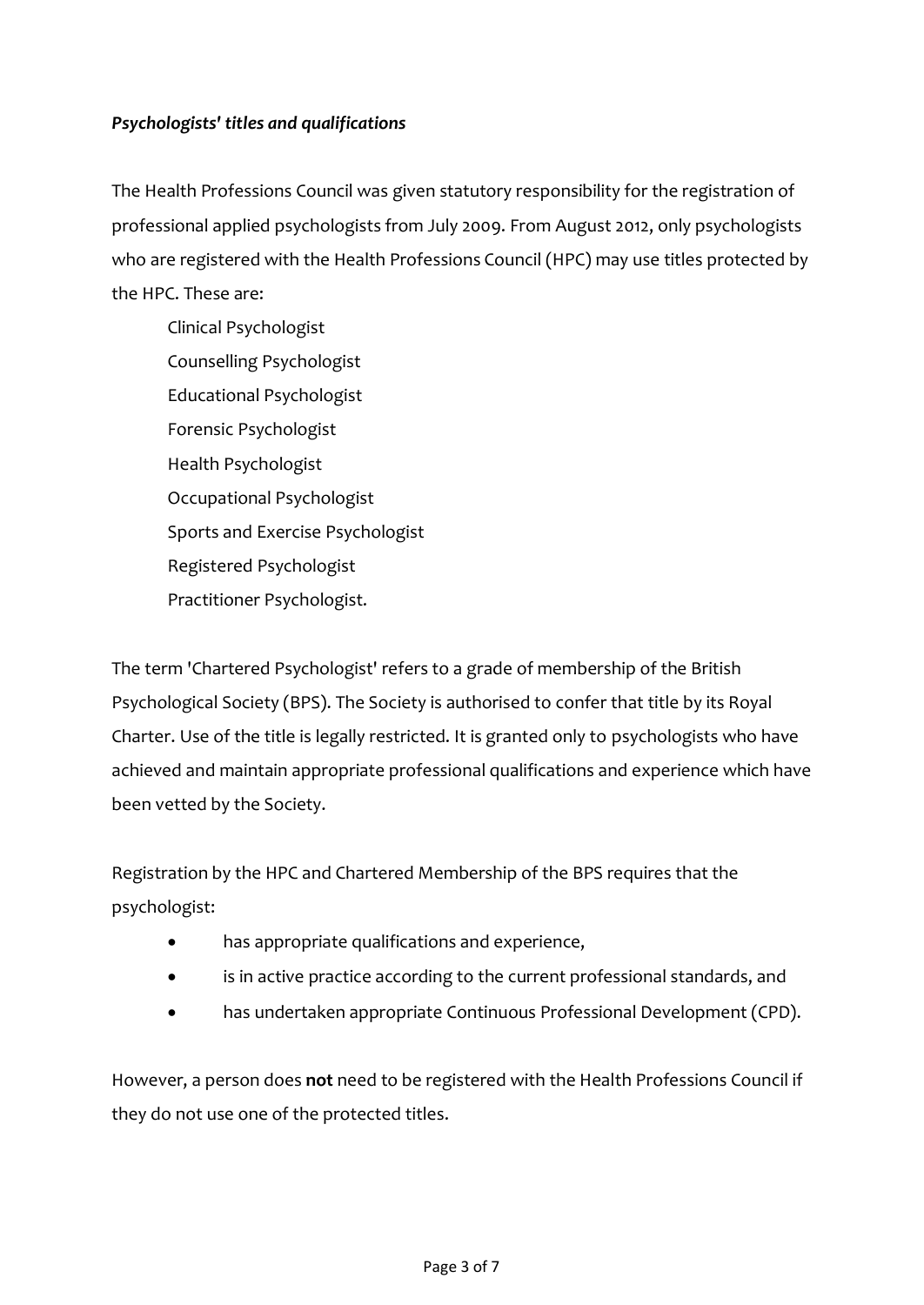***Psychologists' titles and qualifications***

The Health Professions Council was given statutory responsibility for the registration of professional applied psychologists from July 2009. From August 2012, only psychologists who are registered with the Health Professions Council (HPC) may use titles protected by the HPC. These are:

Clinical Psychologist
Counselling Psychologist
Educational Psychologist
Forensic Psychologist
Health Psychologist
Occupational Psychologist
Sports and Exercise Psychologist
Registered Psychologist
Practitioner Psychologist.

The term 'Chartered Psychologist' refers to a grade of membership of the British Psychological Society (BPS). The Society is authorised to confer that title by its Royal Charter. Use of the title is legally restricted. It is granted only to psychologists who have achieved and maintain appropriate professional qualifications and experience which have been vetted by the Society.

Registration by the HPC and Chartered Membership of the BPS requires that the psychologist:

- has appropriate qualifications and experience,
- is in active practice according to the current professional standards, and
- has undertaken appropriate Continuous Professional Development (CPD).

However, a person does **not** need to be registered with the Health Professions Council if they do not use one of the protected titles.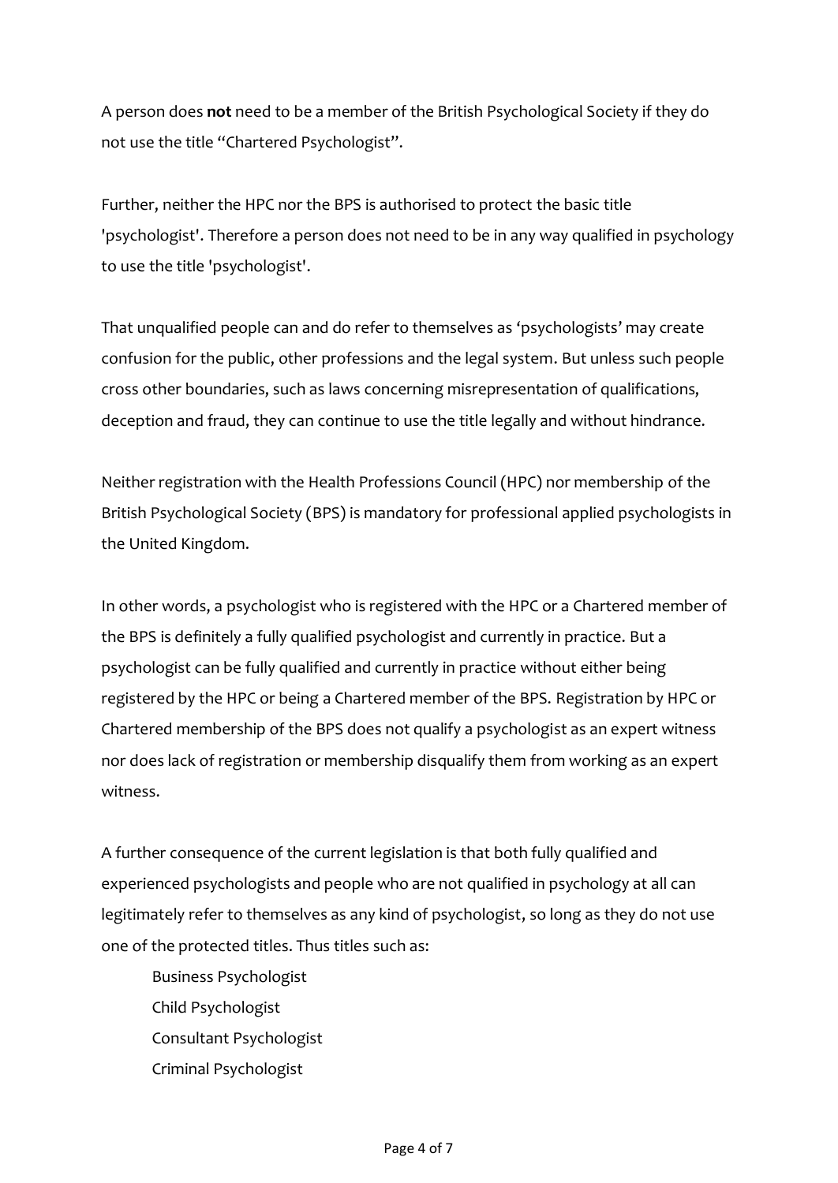A person does **not** need to be a member of the British Psychological Society if they do not use the title "Chartered Psychologist".

Further, neither the HPC nor the BPS is authorised to protect the basic title 'psychologist'. Therefore a person does not need to be in any way qualified in psychology to use the title 'psychologist'.

That unqualified people can and do refer to themselves as 'psychologists' may create confusion for the public, other professions and the legal system. But unless such people cross other boundaries, such as laws concerning misrepresentation of qualifications, deception and fraud, they can continue to use the title legally and without hindrance.

Neither registration with the Health Professions Council (HPC) nor membership of the British Psychological Society (BPS) is mandatory for professional applied psychologists in the United Kingdom.

In other words, a psychologist who is registered with the HPC or a Chartered member of the BPS is definitely a fully qualified psychologist and currently in practice. But a psychologist can be fully qualified and currently in practice without either being registered by the HPC or being a Chartered member of the BPS. Registration by HPC or Chartered membership of the BPS does not qualify a psychologist as an expert witness nor does lack of registration or membership disqualify them from working as an expert witness.

A further consequence of the current legislation is that both fully qualified and experienced psychologists and people who are not qualified in psychology at all can legitimately refer to themselves as any kind of psychologist, so long as they do not use one of the protected titles. Thus titles such as:

Business Psychologist
Child Psychologist
Consultant Psychologist
Criminal Psychologist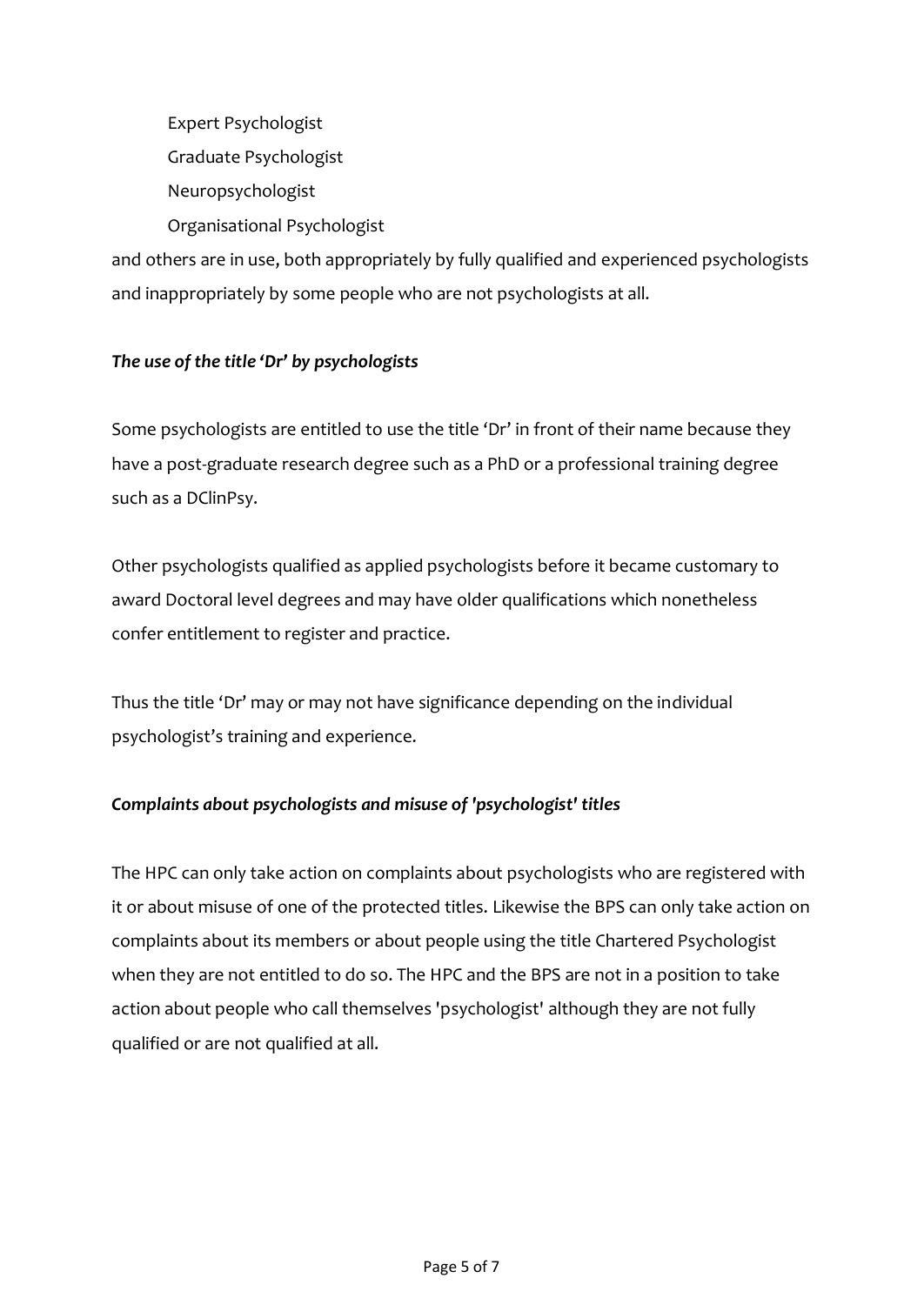Expert Psychologist

Graduate Psychologist

Neuropsychologist

Organisational Psychologist

and others are in use, both appropriately by fully qualified and experienced psychologists and inappropriately by some people who are not psychologists at all.

***The use of the title 'Dr' by psychologists***

Some psychologists are entitled to use the title 'Dr' in front of their name because they have a post-graduate research degree such as a PhD or a professional training degree such as a DClinPsy.

Other psychologists qualified as applied psychologists before it became customary to award Doctoral level degrees and may have older qualifications which nonetheless confer entitlement to register and practice.

Thus the title 'Dr' may or may not have significance depending on the individual psychologist's training and experience.

***Complaints about psychologists and misuse of 'psychologist' titles***

The HPC can only take action on complaints about psychologists who are registered with it or about misuse of one of the protected titles. Likewise the BPS can only take action on complaints about its members or about people using the title Chartered Psychologist when they are not entitled to do so. The HPC and the BPS are not in a position to take action about people who call themselves 'psychologist' although they are not fully qualified or are not qualified at all.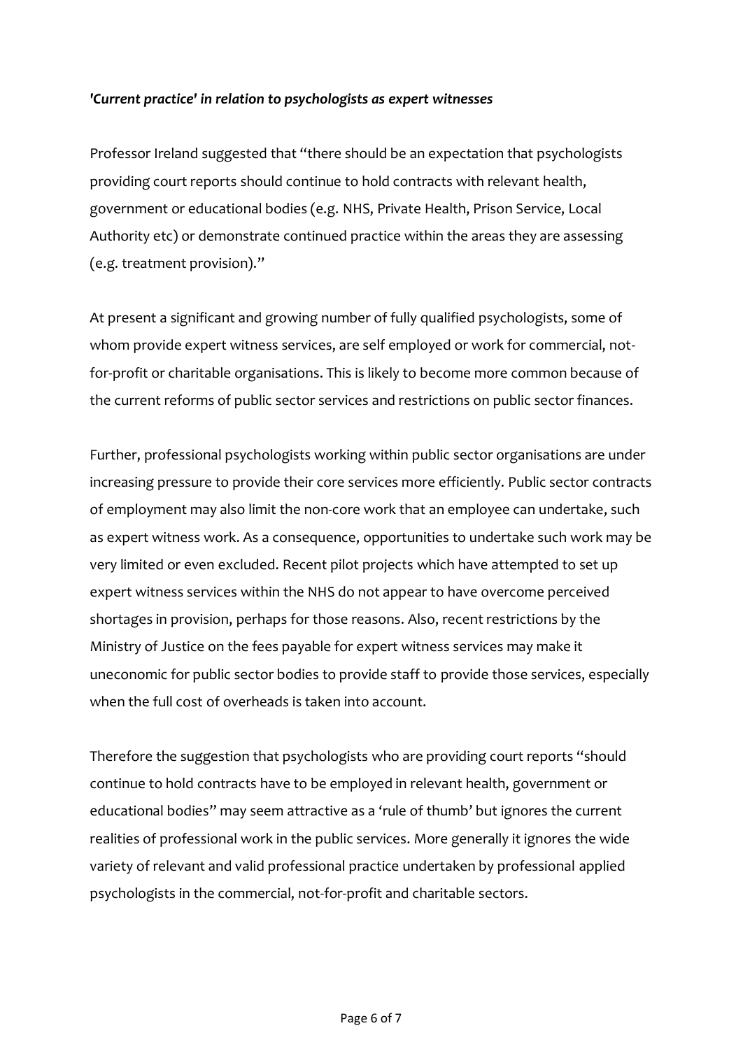***'Current practice' in relation to psychologists as expert witnesses***

Professor Ireland suggested that "there should be an expectation that psychologists providing court reports should continue to hold contracts with relevant health, government or educational bodies (e.g. NHS, Private Health, Prison Service, Local Authority etc) or demonstrate continued practice within the areas they are assessing (e.g. treatment provision)."

At present a significant and growing number of fully qualified psychologists, some of whom provide expert witness services, are self employed or work for commercial, not-for-profit or charitable organisations. This is likely to become more common because of the current reforms of public sector services and restrictions on public sector finances.

Further, professional psychologists working within public sector organisations are under increasing pressure to provide their core services more efficiently. Public sector contracts of employment may also limit the non-core work that an employee can undertake, such as expert witness work. As a consequence, opportunities to undertake such work may be very limited or even excluded. Recent pilot projects which have attempted to set up expert witness services within the NHS do not appear to have overcome perceived shortages in provision, perhaps for those reasons. Also, recent restrictions by the Ministry of Justice on the fees payable for expert witness services may make it uneconomic for public sector bodies to provide staff to provide those services, especially when the full cost of overheads is taken into account.

Therefore the suggestion that psychologists who are providing court reports "should continue to hold contracts have to be employed in relevant health, government or educational bodies" may seem attractive as a 'rule of thumb' but ignores the current realities of professional work in the public services. More generally it ignores the wide variety of relevant and valid professional practice undertaken by professional applied psychologists in the commercial, not-for-profit and charitable sectors.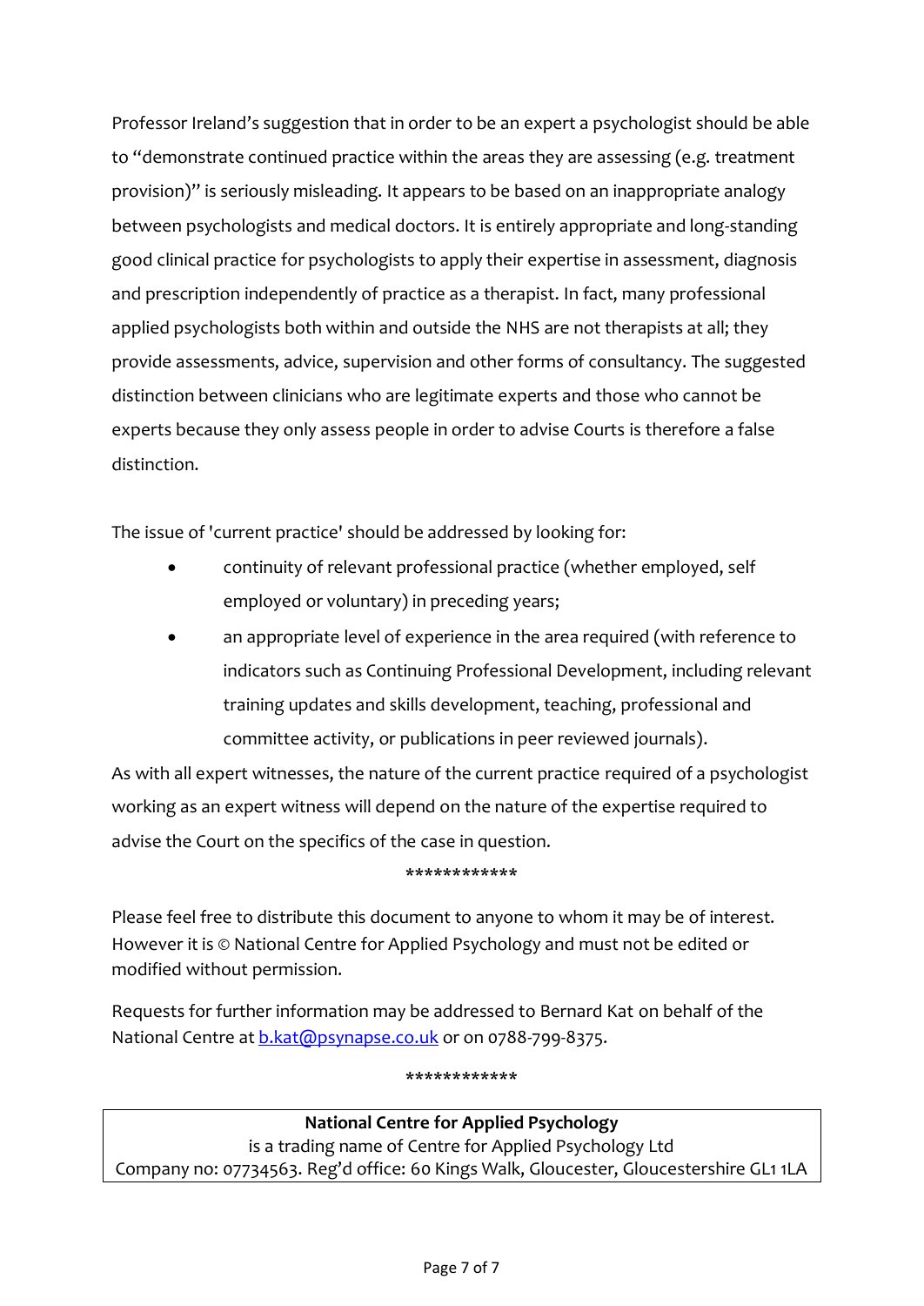Professor Ireland's suggestion that in order to be an expert a psychologist should be able to "demonstrate continued practice within the areas they are assessing (e.g. treatment provision)" is seriously misleading. It appears to be based on an inappropriate analogy between psychologists and medical doctors. It is entirely appropriate and long-standing good clinical practice for psychologists to apply their expertise in assessment, diagnosis and prescription independently of practice as a therapist. In fact, many professional applied psychologists both within and outside the NHS are not therapists at all; they provide assessments, advice, supervision and other forms of consultancy. The suggested distinction between clinicians who are legitimate experts and those who cannot be experts because they only assess people in order to advise Courts is therefore a false distinction.

The issue of 'current practice' should be addressed by looking for:

- continuity of relevant professional practice (whether employed, self employed or voluntary) in preceding years;
- an appropriate level of experience in the area required (with reference to indicators such as Continuing Professional Development, including relevant training updates and skills development, teaching, professional and committee activity, or publications in peer reviewed journals).

As with all expert witnesses, the nature of the current practice required of a psychologist working as an expert witness will depend on the nature of the expertise required to advise the Court on the specifics of the case in question.

************

Please feel free to distribute this document to anyone to whom it may be of interest. However it is © National Centre for Applied Psychology and must not be edited or modified without permission.

Requests for further information may be addressed to Bernard Kat on behalf of the National Centre at b.kat@psynapse.co.uk or on 0788-799-8375.

************

**National Centre for Applied Psychology**
is a trading name of Centre for Applied Psychology Ltd
Company no: 07734563. Reg'd office: 60 Kings Walk, Gloucester, Gloucestershire GL1 1LA